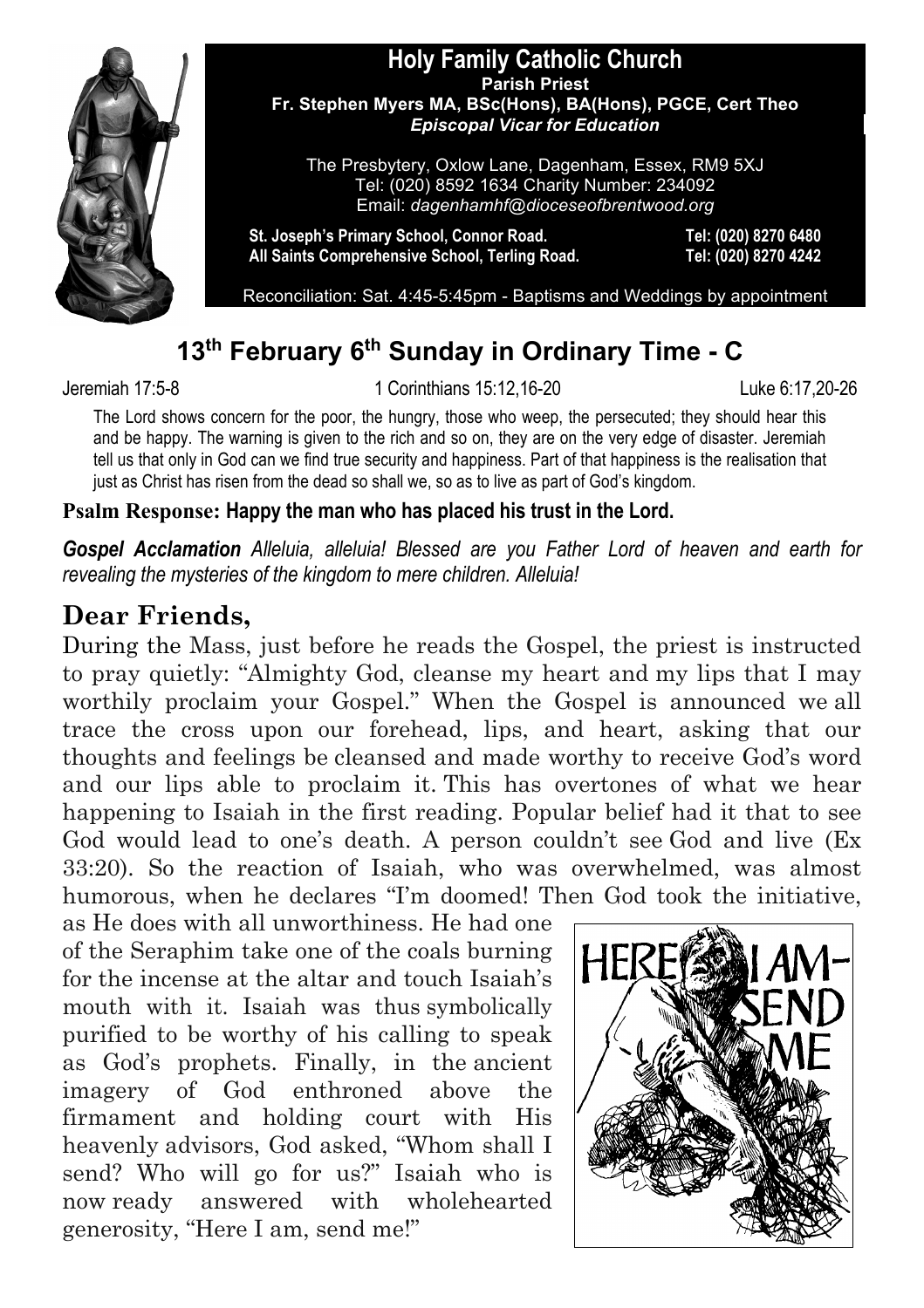# Holy Family Catholic Church

**Parish Priest**
**Fr. Stephen Myers MA, BSc(Hons), BA(Hons), PGCE, Cert Theo**
***Episcopal Vicar for Education***

The Presbytery, Oxlow Lane, Dagenham, Essex, RM9 5XJ
Tel: (020) 8592 1634 Charity Number: 234092
Email: *dagenhamhf@dioceseofbrentwood.org*

**St. Joseph's Primary School, Connor Road.** **Tel: (020) 8270 6480**
**All Saints Comprehensive School, Terling Road.** **Tel: (020) 8270 4242**

Reconciliation: Sat. 4:45-5:45pm - Baptisms and Weddings by appointment

## 13th February 6th Sunday in Ordinary Time - C

Jeremiah 17:5-8 1 Corinthians 15:12,16-20 Luke 6:17,20-26

The Lord shows concern for the poor, the hungry, those who weep, the persecuted; they should hear this and be happy. The warning is given to the rich and so on, they are on the very edge of disaster. Jeremiah tell us that only in God can we find true security and happiness. Part of that happiness is the realisation that just as Christ has risen from the dead so shall we, so as to live as part of God's kingdom.

**Psalm Response: Happy the man who has placed his trust in the Lord.**

***Gospel Acclamation*** *Alleluia, alleluia! Blessed are you Father Lord of heaven and earth for revealing the mysteries of the kingdom to mere children. Alleluia!*

## Dear Friends,

During the Mass, just before he reads the Gospel, the priest is instructed to pray quietly: "Almighty God, cleanse my heart and my lips that I may worthily proclaim your Gospel." When the Gospel is announced we all trace the cross upon our forehead, lips, and heart, asking that our thoughts and feelings be cleansed and made worthy to receive God's word and our lips able to proclaim it. This has overtones of what we hear happening to Isaiah in the first reading. Popular belief had it that to see God would lead to one's death. A person couldn't see God and live (Ex 33:20). So the reaction of Isaiah, who was overwhelmed, was almost humorous, when he declares "I'm doomed! Then God took the initiative, as He does with all unworthiness. He had one of the Seraphim take one of the coals burning for the incense at the altar and touch Isaiah's mouth with it. Isaiah was thus symbolically purified to be worthy of his calling to speak as God's prophets. Finally, in the ancient imagery of God enthroned above the firmament and holding court with His heavenly advisors, God asked, "Whom shall I send? Who will go for us?" Isaiah who is now ready answered with wholehearted generosity, "Here I am, send me!"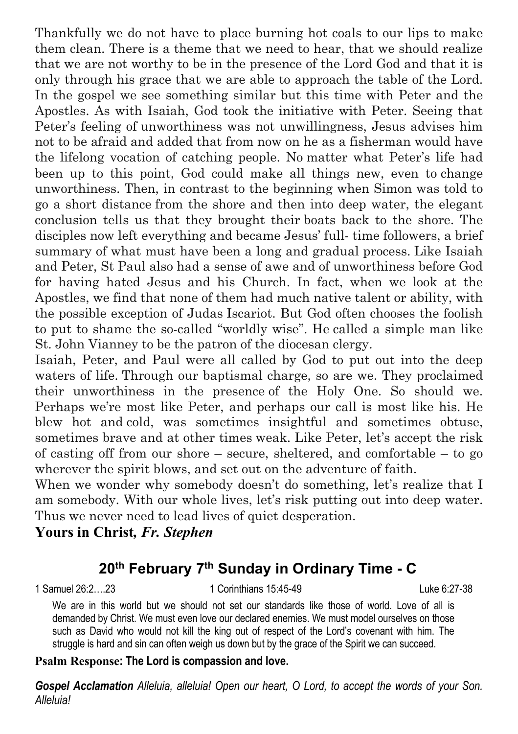Thankfully we do not have to place burning hot coals to our lips to make them clean. There is a theme that we need to hear, that we should realize that we are not worthy to be in the presence of the Lord God and that it is only through his grace that we are able to approach the table of the Lord. In the gospel we see something similar but this time with Peter and the Apostles. As with Isaiah, God took the initiative with Peter. Seeing that Peter's feeling of unworthiness was not unwillingness, Jesus advises him not to be afraid and added that from now on he as a fisherman would have the lifelong vocation of catching people. No matter what Peter's life had been up to this point, God could make all things new, even to change unworthiness. Then, in contrast to the beginning when Simon was told to go a short distance from the shore and then into deep water, the elegant conclusion tells us that they brought their boats back to the shore. The disciples now left everything and became Jesus' full- time followers, a brief summary of what must have been a long and gradual process. Like Isaiah and Peter, St Paul also had a sense of awe and of unworthiness before God for having hated Jesus and his Church. In fact, when we look at the Apostles, we find that none of them had much native talent or ability, with the possible exception of Judas Iscariot. But God often chooses the foolish to put to shame the so-called "worldly wise". He called a simple man like St. John Vianney to be the patron of the diocesan clergy.

Isaiah, Peter, and Paul were all called by God to put out into the deep waters of life. Through our baptismal charge, so are we. They proclaimed their unworthiness in the presence of the Holy One. So should we. Perhaps we're most like Peter, and perhaps our call is most like his. He blew hot and cold, was sometimes insightful and sometimes obtuse, sometimes brave and at other times weak. Like Peter, let's accept the risk of casting off from our shore – secure, sheltered, and comfortable – to go wherever the spirit blows, and set out on the adventure of faith.

When we wonder why somebody doesn't do something, let's realize that I am somebody. With our whole lives, let's risk putting out into deep water. Thus we never need to lead lives of quiet desperation.

**Yours in Christ,** ***Fr. Stephen***

## 20th February 7th Sunday in Ordinary Time - C

1 Samuel 26:2….23 | 1 Corinthians 15:45-49 | Luke 6:27-38

We are in this world but we should not set our standards like those of world. Love of all is demanded by Christ. We must even love our declared enemies. We must model ourselves on those such as David who would not kill the king out of respect of the Lord's covenant with him. The struggle is hard and sin can often weigh us down but by the grace of the Spirit we can succeed.

**Psalm Response: The Lord is compassion and love.**

***Gospel Acclamation*** *Alleluia, alleluia! Open our heart, O Lord, to accept the words of your Son. Alleluia!*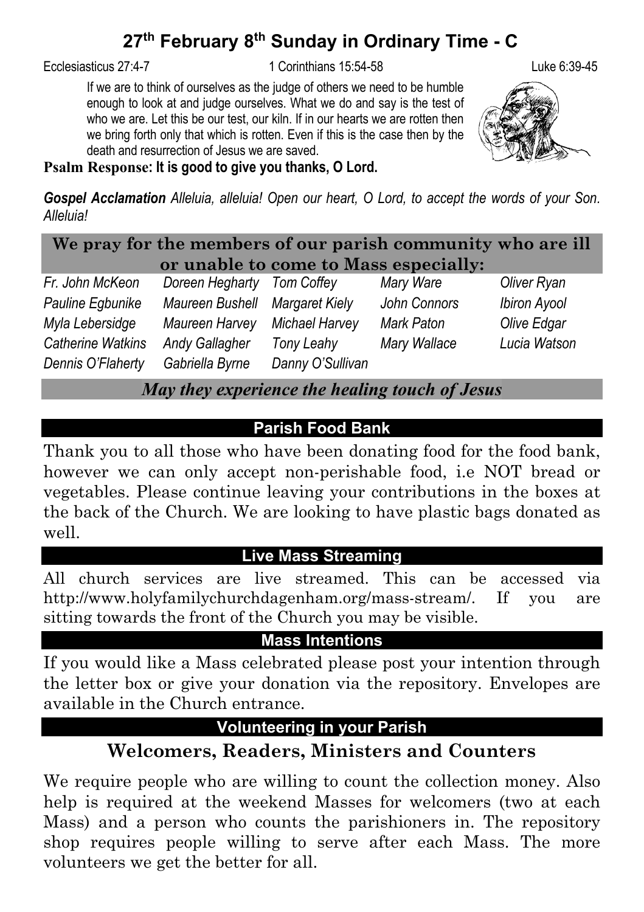# 27th February 8th Sunday in Ordinary Time - C

Ecclesiasticus 27:4-7 | 1 Corinthians 15:54-58 | Luke 6:39-45

If we are to think of ourselves as the judge of others we need to be humble enough to look at and judge ourselves. What we do and say is the test of who we are. Let this be our test, our kiln. If in our hearts we are rotten then we bring forth only that which is rotten. Even if this is the case then by the death and resurrection of Jesus we are saved.

**Psalm Response: It is good to give you thanks, O Lord.**

***Gospel Acclamation*** *Alleluia, alleluia! Open our heart, O Lord, to accept the words of your Son. Alleluia!*

## We pray for the members of our parish community who are ill or unable to come to Mass especially:

| | | | | |
|---|---|---|---|---|
| *Fr. John McKeon* | *Doreen Hegharty* | *Tom Coffey* | *Mary Ware* | *Oliver Ryan* |
| *Pauline Egbunike* | *Maureen Bushell* | *Margaret Kiely* | *John Connors* | *Ibiron Ayool* |
| *Myla Lebersidge* | *Maureen Harvey* | *Michael Harvey* | *Mark Paton* | *Olive Edgar* |
| *Catherine Watkins* | *Andy Gallagher* | *Tony Leahy* | *Mary Wallace* | *Lucia Watson* |
| *Dennis O'Flaherty* | *Gabriella Byrne* | *Danny O'Sullivan* | | |

***May they experience the healing touch of Jesus***

## Parish Food Bank

Thank you to all those who have been donating food for the food bank, however we can only accept non-perishable food, i.e NOT bread or vegetables. Please continue leaving your contributions in the boxes at the back of the Church. We are looking to have plastic bags donated as well.

## Live Mass Streaming

All church services are live streamed. This can be accessed via http://www.holyfamilychurchdagenham.org/mass-stream/. If you are sitting towards the front of the Church you may be visible.

## Mass Intentions

If you would like a Mass celebrated please post your intention through the letter box or give your donation via the repository. Envelopes are available in the Church entrance.

## Volunteering in your Parish

### Welcomers, Readers, Ministers and Counters

We require people who are willing to count the collection money. Also help is required at the weekend Masses for welcomers (two at each Mass) and a person who counts the parishioners in. The repository shop requires people willing to serve after each Mass. The more volunteers we get the better for all.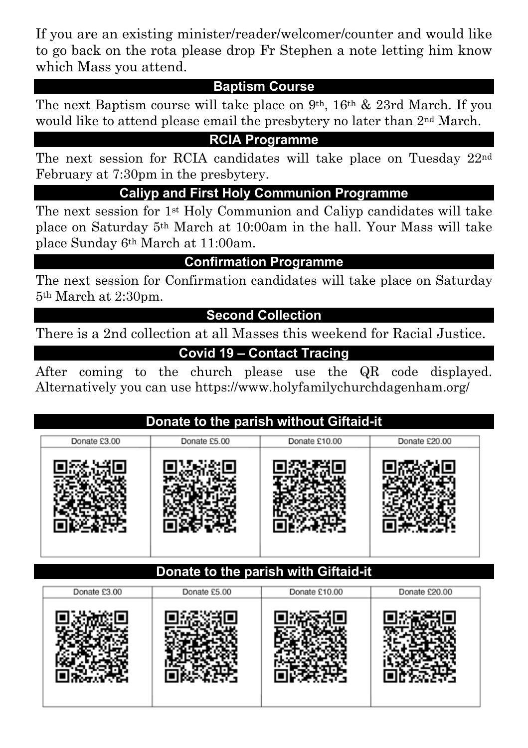If you are an existing minister/reader/welcomer/counter and would like to go back on the rota please drop Fr Stephen a note letting him know which Mass you attend.

## Baptism Course

The next Baptism course will take place on 9th, 16th & 23rd March. If you would like to attend please email the presbytery no later than 2nd March.

## RCIA Programme

The next session for RCIA candidates will take place on Tuesday 22nd February at 7:30pm in the presbytery.

## Caliyp and First Holy Communion Programme

The next session for 1st Holy Communion and Caliyp candidates will take place on Saturday 5th March at 10:00am in the hall. Your Mass will take place Sunday 6th March at 11:00am.

## Confirmation Programme

The next session for Confirmation candidates will take place on Saturday 5th March at 2:30pm.

## Second Collection

There is a 2nd collection at all Masses this weekend for Racial Justice.

## Covid 19 – Contact Tracing

After coming to the church please use the QR code displayed. Alternatively you can use https://www.holyfamilychurchdagenham.org/

## Donate to the parish without Giftaid-it

| Donate £3.00 | Donate £5.00 | Donate £10.00 | Donate £20.00 |
| --- | --- | --- | --- |
| | | | |

## Donate to the parish with Giftaid-it

| Donate £3.00 | Donate £5.00 | Donate £10.00 | Donate £20.00 |
| --- | --- | --- | --- |
| | | | |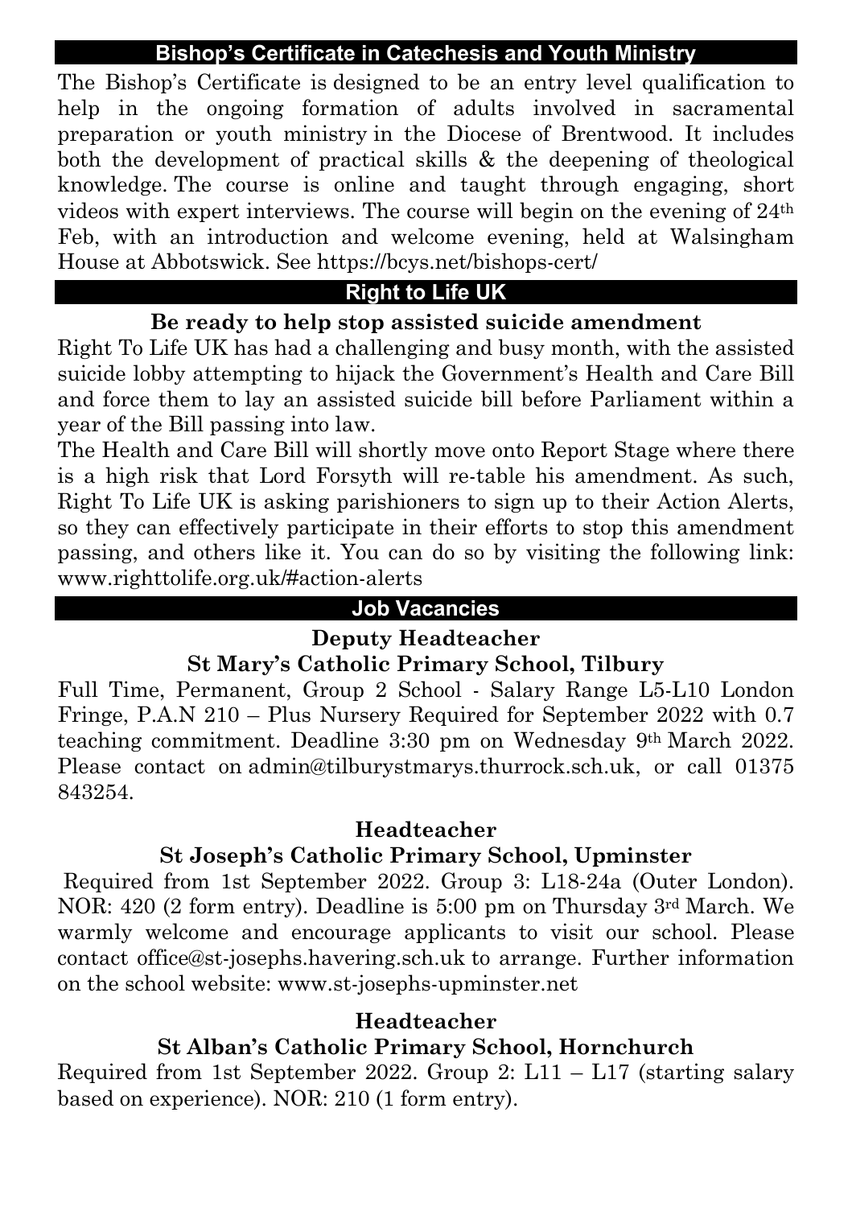## Bishop's Certificate in Catechesis and Youth Ministry

The Bishop's Certificate is designed to be an entry level qualification to help in the ongoing formation of adults involved in sacramental preparation or youth ministry in the Diocese of Brentwood. It includes both the development of practical skills & the deepening of theological knowledge. The course is online and taught through engaging, short videos with expert interviews. The course will begin on the evening of 24th Feb, with an introduction and welcome evening, held at Walsingham House at Abbotswick. See https://bcys.net/bishops-cert/

## Right to Life UK

**Be ready to help stop assisted suicide amendment**

Right To Life UK has had a challenging and busy month, with the assisted suicide lobby attempting to hijack the Government's Health and Care Bill and force them to lay an assisted suicide bill before Parliament within a year of the Bill passing into law.

The Health and Care Bill will shortly move onto Report Stage where there is a high risk that Lord Forsyth will re-table his amendment. As such, Right To Life UK is asking parishioners to sign up to their Action Alerts, so they can effectively participate in their efforts to stop this amendment passing, and others like it. You can do so by visiting the following link: www.righttolife.org.uk/#action-alerts

## Job Vacancies

**Deputy Headteacher**
**St Mary's Catholic Primary School, Tilbury**

Full Time, Permanent, Group 2 School - Salary Range L5-L10 London Fringe, P.A.N 210 – Plus Nursery Required for September 2022 with 0.7 teaching commitment. Deadline 3:30 pm on Wednesday 9th March 2022. Please contact on admin@tilburystmarys.thurrock.sch.uk, or call 01375 843254.

**Headteacher**
**St Joseph's Catholic Primary School, Upminster**

Required from 1st September 2022. Group 3: L18-24a (Outer London). NOR: 420 (2 form entry). Deadline is 5:00 pm on Thursday 3rd March. We warmly welcome and encourage applicants to visit our school. Please contact office@st-josephs.havering.sch.uk to arrange. Further information on the school website: www.st-josephs-upminster.net

**Headteacher**
**St Alban's Catholic Primary School, Hornchurch**

Required from 1st September 2022. Group 2: L11 – L17 (starting salary based on experience). NOR: 210 (1 form entry).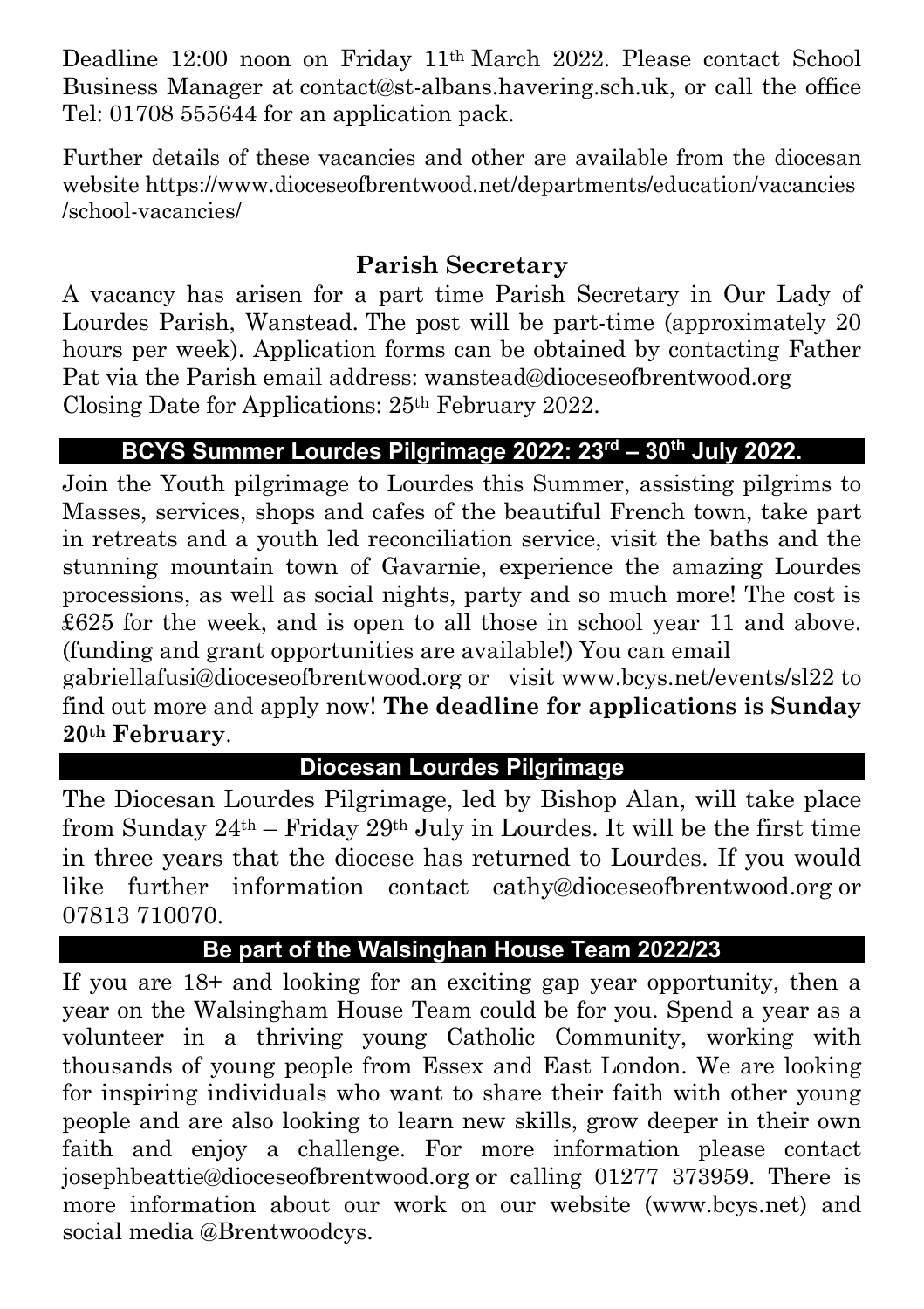Deadline 12:00 noon on Friday 11th March 2022. Please contact School Business Manager at contact@st-albans.havering.sch.uk, or call the office Tel: 01708 555644 for an application pack.

Further details of these vacancies and other are available from the diocesan website https://www.dioceseofbrentwood.net/departments/education/vacancies/school-vacancies/

## Parish Secretary

A vacancy has arisen for a part time Parish Secretary in Our Lady of Lourdes Parish, Wanstead. The post will be part-time (approximately 20 hours per week). Application forms can be obtained by contacting Father Pat via the Parish email address: wanstead@dioceseofbrentwood.org
Closing Date for Applications: 25th February 2022.

## BCYS Summer Lourdes Pilgrimage 2022: 23rd – 30th July 2022.

Join the Youth pilgrimage to Lourdes this Summer, assisting pilgrims to Masses, services, shops and cafes of the beautiful French town, take part in retreats and a youth led reconciliation service, visit the baths and the stunning mountain town of Gavarnie, experience the amazing Lourdes processions, as well as social nights, party and so much more! The cost is £625 for the week, and is open to all those in school year 11 and above. (funding and grant opportunities are available!) You can email gabriellafusi@dioceseofbrentwood.org or visit www.bcys.net/events/sl22 to find out more and apply now! **The deadline for applications is Sunday 20th February**.

## Diocesan Lourdes Pilgrimage

The Diocesan Lourdes Pilgrimage, led by Bishop Alan, will take place from Sunday 24th – Friday 29th July in Lourdes. It will be the first time in three years that the diocese has returned to Lourdes. If you would like further information contact cathy@dioceseofbrentwood.org or 07813 710070.

## Be part of the Walsinghan House Team 2022/23

If you are 18+ and looking for an exciting gap year opportunity, then a year on the Walsingham House Team could be for you. Spend a year as a volunteer in a thriving young Catholic Community, working with thousands of young people from Essex and East London. We are looking for inspiring individuals who want to share their faith with other young people and are also looking to learn new skills, grow deeper in their own faith and enjoy a challenge. For more information please contact josephbeattie@dioceseofbrentwood.org or calling 01277 373959. There is more information about our work on our website (www.bcys.net) and social media @Brentwoodcys.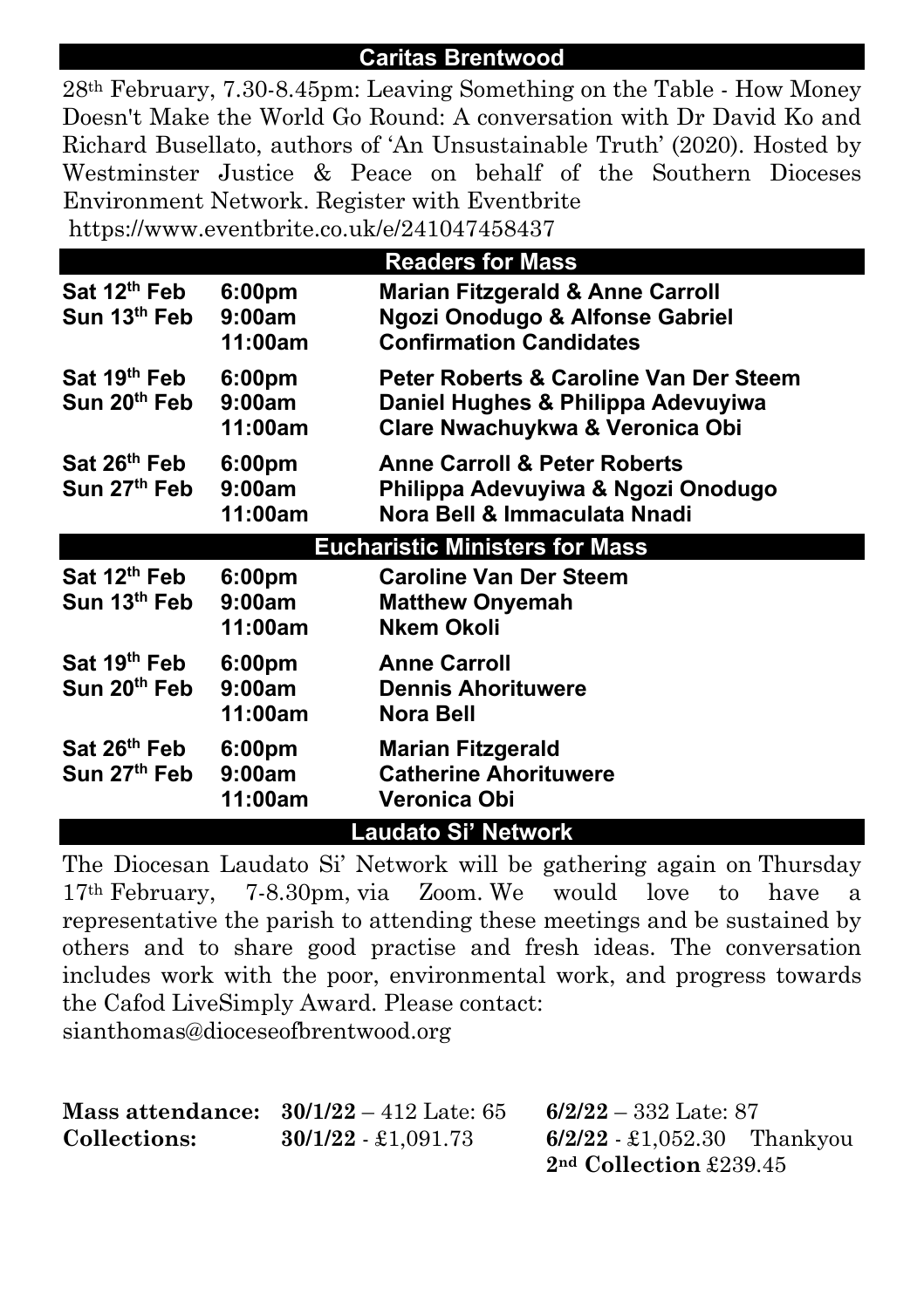## Caritas Brentwood

28th February, 7.30-8.45pm: Leaving Something on the Table - How Money Doesn't Make the World Go Round: A conversation with Dr David Ko and Richard Busellato, authors of 'An Unsustainable Truth' (2020). Hosted by Westminster Justice & Peace on behalf of the Southern Dioceses Environment Network. Register with Eventbrite https://www.eventbrite.co.uk/e/241047458437

## Readers for Mass

| | | |
|---|---|---|
| **Sat 12th Feb** | **6:00pm** | **Marian Fitzgerald & Anne Carroll** |
| **Sun 13th Feb** | **9:00am** | **Ngozi Onodugo & Alfonse Gabriel** |
| | **11:00am** | **Confirmation Candidates** |
| **Sat 19th Feb** | **6:00pm** | **Peter Roberts & Caroline Van Der Steem** |
| **Sun 20th Feb** | **9:00am** | **Daniel Hughes & Philippa Adevuyiwa** |
| | **11:00am** | **Clare Nwachuykwa & Veronica Obi** |
| **Sat 26th Feb** | **6:00pm** | **Anne Carroll & Peter Roberts** |
| **Sun 27th Feb** | **9:00am** | **Philippa Adevuyiwa & Ngozi Onodugo** |
| | **11:00am** | **Nora Bell & Immaculata Nnadi** |

## Eucharistic Ministers for Mass

| | | |
|---|---|---|
| **Sat 12th Feb** | **6:00pm** | **Caroline Van Der Steem** |
| **Sun 13th Feb** | **9:00am** | **Matthew Onyemah** |
| | **11:00am** | **Nkem Okoli** |
| **Sat 19th Feb** | **6:00pm** | **Anne Carroll** |
| **Sun 20th Feb** | **9:00am** | **Dennis Ahorituwere** |
| | **11:00am** | **Nora Bell** |
| **Sat 26th Feb** | **6:00pm** | **Marian Fitzgerald** |
| **Sun 27th Feb** | **9:00am** | **Catherine Ahorituwere** |
| | **11:00am** | **Veronica Obi** |

## Laudato Si' Network

The Diocesan Laudato Si' Network will be gathering again on Thursday 17th February, 7-8.30pm, via Zoom. We would love to have a representative the parish to attending these meetings and be sustained by others and to share good practise and fresh ideas. The conversation includes work with the poor, environmental work, and progress towards the Cafod LiveSimply Award. Please contact: sianthomas@dioceseofbrentwood.org

| | | |
|---|---|---|
| **Mass attendance:** | **30/1/22** – 412 Late: 65 | **6/2/22** – 332 Late: 87 |
| **Collections:** | **30/1/22** - £1,091.73 | **6/2/22** - £1,052.30 Thankyou **2nd Collection** £239.45 |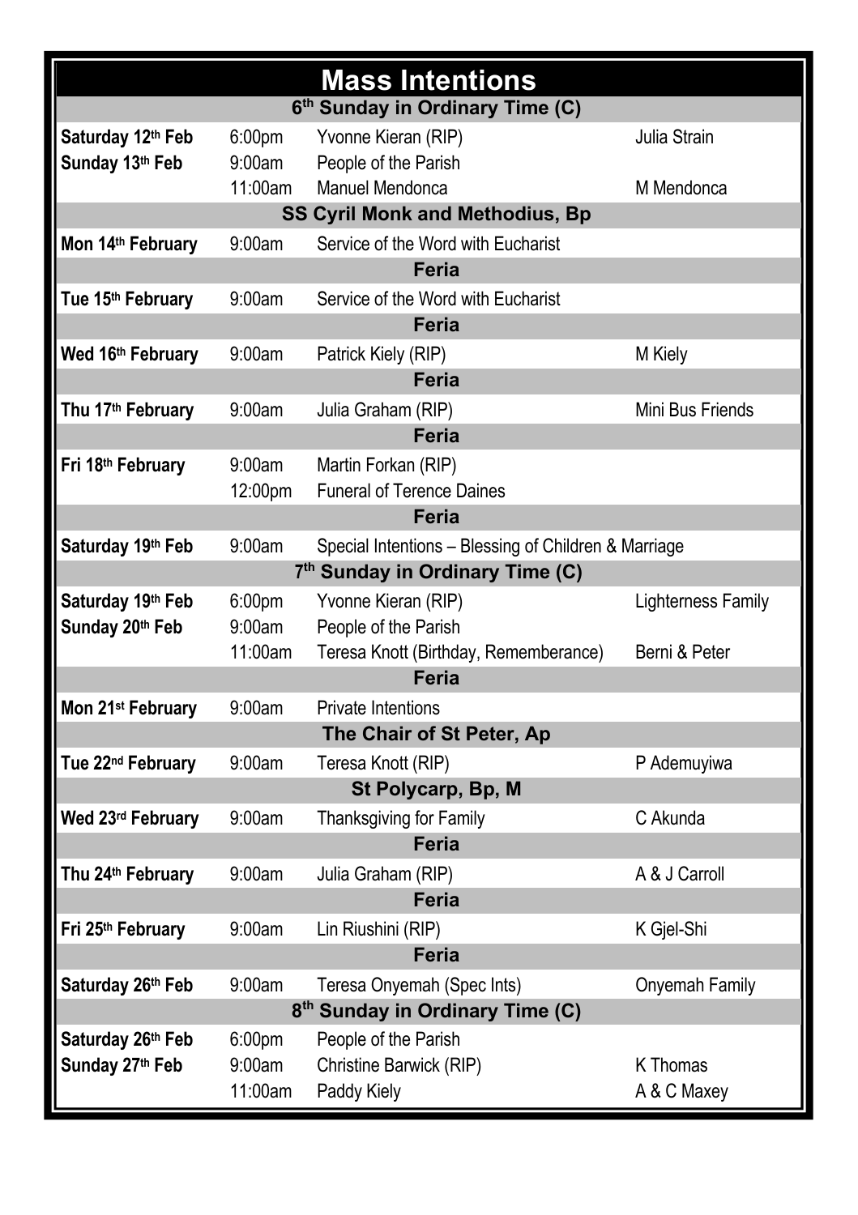# Mass Intentions

| | | | |
|---|---|---|---|
| **6th Sunday in Ordinary Time (C)** | | | |
| **Saturday 12th Feb** | 6:00pm | Yvonne Kieran (RIP) | Julia Strain |
| **Sunday 13th Feb** | 9:00am | People of the Parish | |
| | 11:00am | Manuel Mendonca | M Mendonca |
| **SS Cyril Monk and Methodius, Bp** | | | |
| **Mon 14th February** | 9:00am | Service of the Word with Eucharist | |
| **Feria** | | | |
| **Tue 15th February** | 9:00am | Service of the Word with Eucharist | |
| **Feria** | | | |
| **Wed 16th February** | 9:00am | Patrick Kiely (RIP) | M Kiely |
| **Feria** | | | |
| **Thu 17th February** | 9:00am | Julia Graham (RIP) | Mini Bus Friends |
| **Feria** | | | |
| **Fri 18th February** | 9:00am | Martin Forkan (RIP) | |
| | 12:00pm | Funeral of Terence Daines | |
| **Feria** | | | |
| **Saturday 19th Feb** | 9:00am | Special Intentions – Blessing of Children & Marriage | |
| **7th Sunday in Ordinary Time (C)** | | | |
| **Saturday 19th Feb** | 6:00pm | Yvonne Kieran (RIP) | Lighterness Family |
| **Sunday 20th Feb** | 9:00am | People of the Parish | |
| | 11:00am | Teresa Knott (Birthday, Rememberance) | Berni & Peter |
| **Feria** | | | |
| **Mon 21st February** | 9:00am | Private Intentions | |
| **The Chair of St Peter, Ap** | | | |
| **Tue 22nd February** | 9:00am | Teresa Knott (RIP) | P Ademuyiwa |
| **St Polycarp, Bp, M** | | | |
| **Wed 23rd February** | 9:00am | Thanksgiving for Family | C Akunda |
| **Feria** | | | |
| **Thu 24th February** | 9:00am | Julia Graham (RIP) | A & J Carroll |
| **Feria** | | | |
| **Fri 25th February** | 9:00am | Lin Riushini (RIP) | K Gjel-Shi |
| **Feria** | | | |
| **Saturday 26th Feb** | 9:00am | Teresa Onyemah (Spec Ints) | Onyemah Family |
| **8th Sunday in Ordinary Time (C)** | | | |
| **Saturday 26th Feb** | 6:00pm | People of the Parish | |
| **Sunday 27th Feb** | 9:00am | Christine Barwick (RIP) | K Thomas |
| | 11:00am | Paddy Kiely | A & C Maxey |